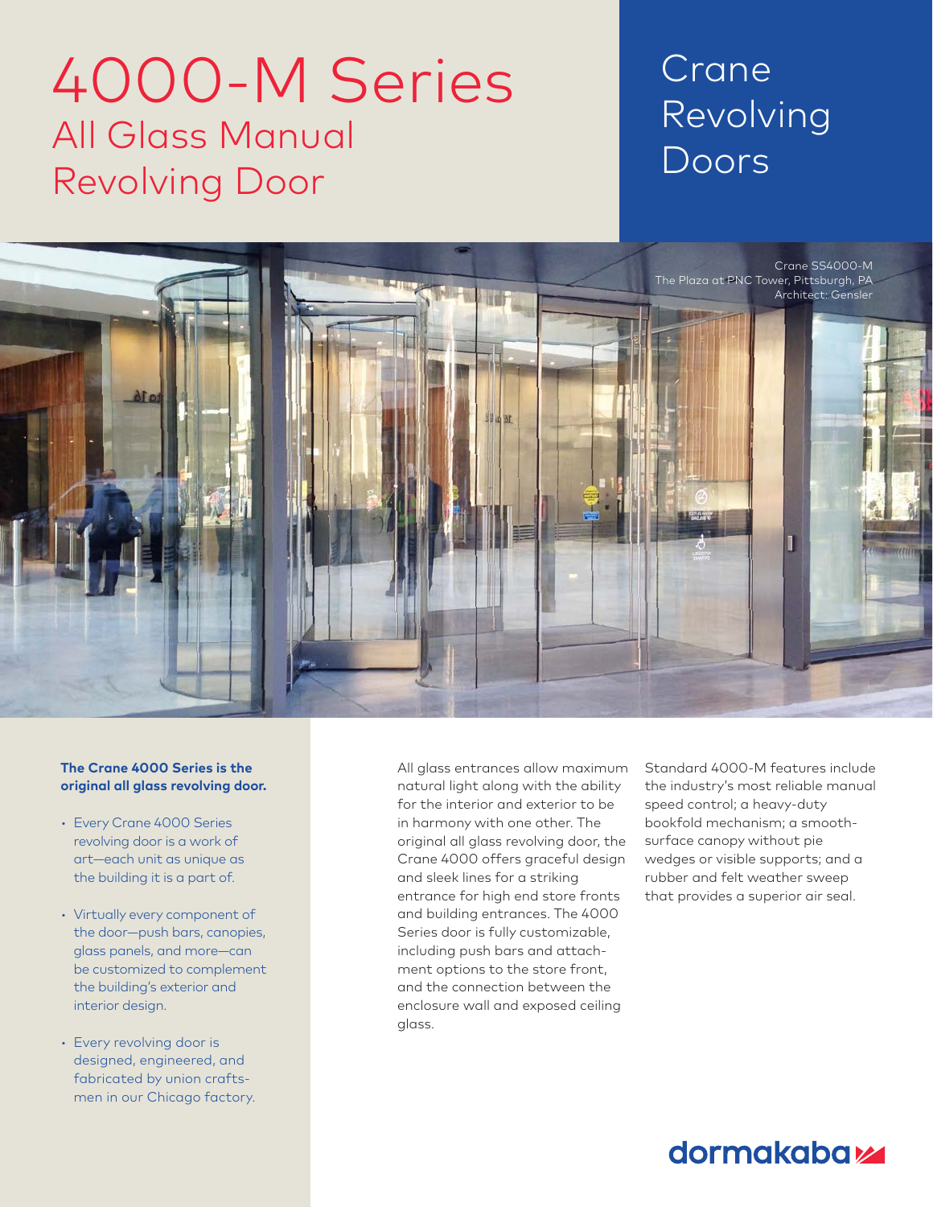# 4000-M Series

## All Glass Manual Revolving Door

## Crane Revolving Doors

Crane SS4000-M
The Plaza at PNC Tower, Pittsburgh, PA
Architect: Gensler

**The Crane 4000 Series is the original all glass revolving door.**

- Every Crane 4000 Series revolving door is a work of art—each unit as unique as the building it is a part of.
- Virtually every component of the door—push bars, canopies, glass panels, and more—can be customized to complement the building's exterior and interior design.
- Every revolving door is designed, engineered, and fabricated by union craftsmen in our Chicago factory.

All glass entrances allow maximum natural light along with the ability for the interior and exterior to be in harmony with one other. The original all glass revolving door, the Crane 4000 offers graceful design and sleek lines for a striking entrance for high end store fronts and building entrances. The 4000 Series door is fully customizable, including push bars and attachment options to the store front, and the connection between the enclosure wall and exposed ceiling glass.

Standard 4000-M features include the industry's most reliable manual speed control; a heavy-duty bookfold mechanism; a smooth-surface canopy without pie wedges or visible supports; and a rubber and felt weather sweep that provides a superior air seal.

dormakaba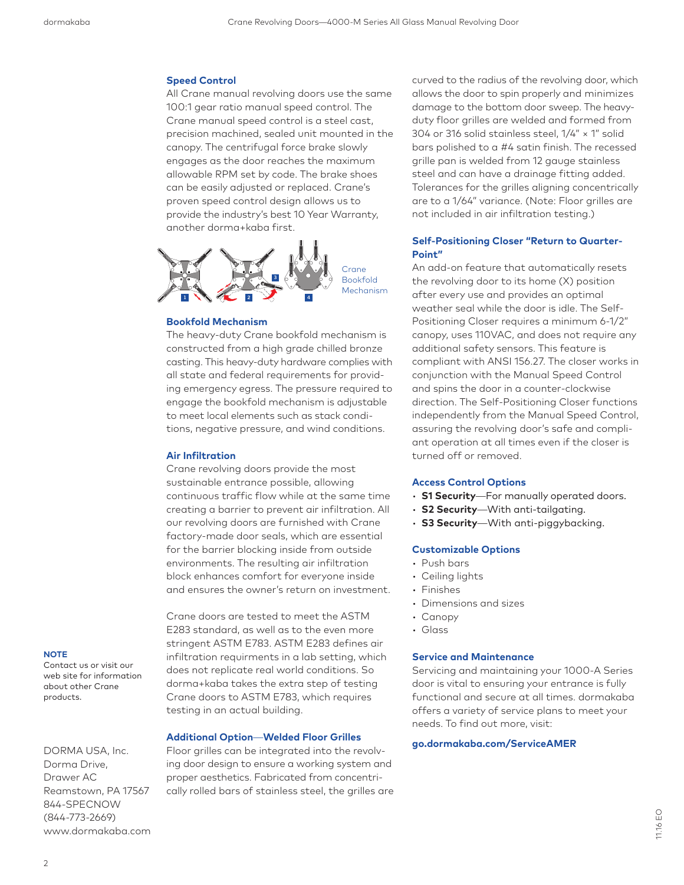## Speed Control

All Crane manual revolving doors use the same 100:1 gear ratio manual speed control. The Crane manual speed control is a steel cast, precision machined, sealed unit mounted in the canopy. The centrifugal force brake slowly engages as the door reaches the maximum allowable RPM set by code. The brake shoes can be easily adjusted or replaced. Crane's proven speed control design allows us to provide the industry's best 10 Year Warranty, another dorma+kaba first.

1 2 3 4

Crane Bookfold Mechanism

## Bookfold Mechanism

The heavy-duty Crane bookfold mechanism is constructed from a high grade chilled bronze casting. This heavy-duty hardware complies with all state and federal requirements for providing emergency egress. The pressure required to engage the bookfold mechanism is adjustable to meet local elements such as stack conditions, negative pressure, and wind conditions.

## Air Infiltration

Crane revolving doors provide the most sustainable entrance possible, allowing continuous traffic flow while at the same time creating a barrier to prevent air infiltration. All our revolving doors are furnished with Crane factory-made door seals, which are essential for the barrier blocking inside from outside environments. The resulting air infiltration block enhances comfort for everyone inside and ensures the owner's return on investment.

Crane doors are tested to meet the ASTM E283 standard, as well as to the even more stringent ASTM E783. ASTM E283 defines air infiltration requirments in a lab setting, which does not replicate real world conditions. So dorma+kaba takes the extra step of testing Crane doors to ASTM E783, which requires testing in an actual building.

## Additional Option—Welded Floor Grilles

Floor grilles can be integrated into the revolving door design to ensure a working system and proper aesthetics. Fabricated from concentrically rolled bars of stainless steel, the grilles are curved to the radius of the revolving door, which allows the door to spin properly and minimizes damage to the bottom door sweep. The heavy-duty floor grilles are welded and formed from 304 or 316 solid stainless steel, 1/4" × 1" solid bars polished to a #4 satin finish. The recessed grille pan is welded from 12 gauge stainless steel and can have a drainage fitting added. Tolerances for the grilles aligning concentrically are to a 1/64" variance. (Note: Floor grilles are not included in air infiltration testing.)

## Self-Positioning Closer "Return to Quarter-Point"

An add-on feature that automatically resets the revolving door to its home (X) position after every use and provides an optimal weather seal while the door is idle. The Self-Positioning Closer requires a minimum 6-1/2" canopy, uses 110VAC, and does not require any additional safety sensors. This feature is compliant with ANSI 156.27. The closer works in conjunction with the Manual Speed Control and spins the door in a counter-clockwise direction. The Self-Positioning Closer functions independently from the Manual Speed Control, assuring the revolving door's safe and compliant operation at all times even if the closer is turned off or removed.

## Access Control Options

- **S1 Security**—For manually operated doors.
- **S2 Security**—With anti-tailgating.
- **S3 Security**—With anti-piggybacking.

## Customizable Options

- Push bars
- Ceiling lights
- Finishes
- Dimensions and sizes
- Canopy
- Glass

## Service and Maintenance

Servicing and maintaining your 1000-A Series door is vital to ensuring your entrance is fully functional and secure at all times. dormakaba offers a variety of service plans to meet your needs. To find out more, visit:

**go.dormakaba.com/ServiceAMER**

**NOTE**

Contact us or visit our web site for information about other Crane products.

DORMA USA, Inc.
Dorma Drive,
Drawer AC
Reamstown, PA 17567
844-SPECNOW
(844-773-2669)
www.dormakaba.com

11.16 EO